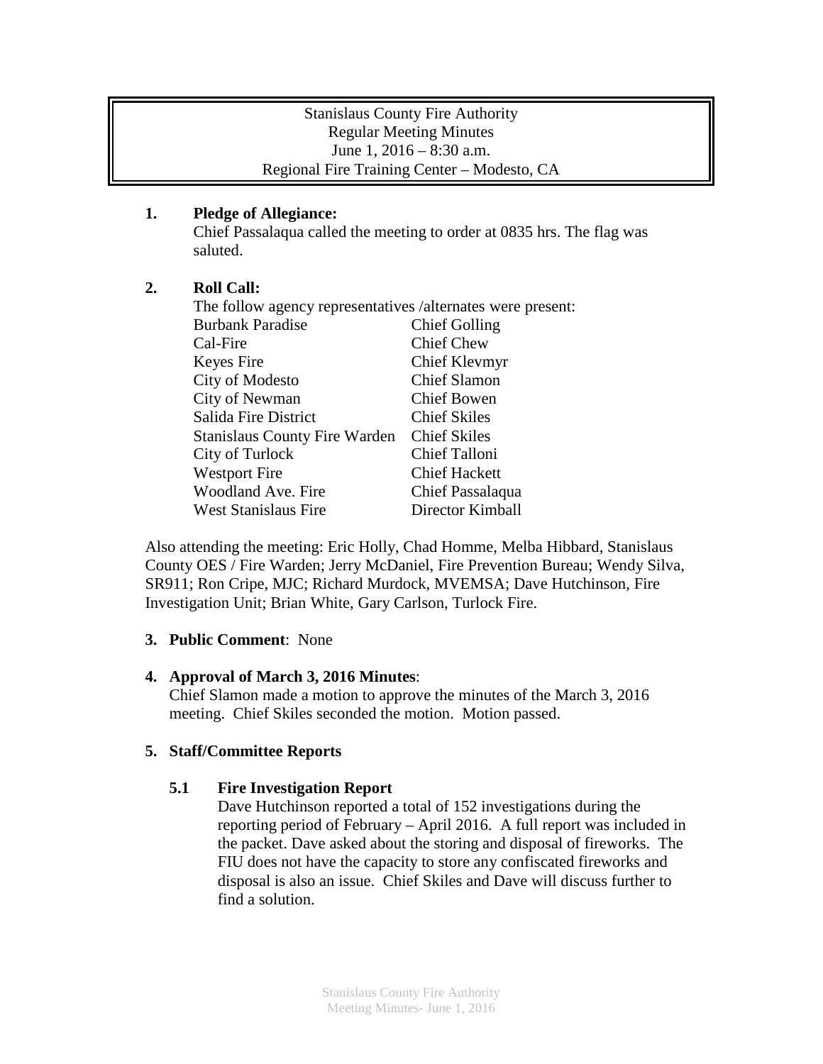Stanislaus County Fire Authority
Regular Meeting Minutes
June 1, 2016 – 8:30 a.m.
Regional Fire Training Center – Modesto, CA

**1. Pledge of Allegiance:**

Chief Passalaqua called the meeting to order at 0835 hrs. The flag was saluted.

**2. Roll Call:**

The follow agency representatives /alternates were present:

| | |
|---|---|
| Burbank Paradise | Chief Golling |
| Cal-Fire | Chief Chew |
| Keyes Fire | Chief Klevmyr |
| City of Modesto | Chief Slamon |
| City of Newman | Chief Bowen |
| Salida Fire District | Chief Skiles |
| Stanislaus County Fire Warden | Chief Skiles |
| City of Turlock | Chief Talloni |
| Westport Fire | Chief Hackett |
| Woodland Ave. Fire | Chief Passalaqua |
| West Stanislaus Fire | Director Kimball |

Also attending the meeting: Eric Holly, Chad Homme, Melba Hibbard, Stanislaus County OES / Fire Warden; Jerry McDaniel, Fire Prevention Bureau; Wendy Silva, SR911; Ron Cripe, MJC; Richard Murdock, MVEMSA; Dave Hutchinson, Fire Investigation Unit; Brian White, Gary Carlson, Turlock Fire.

**3. Public Comment**: None

**4. Approval of March 3, 2016 Minutes**:

Chief Slamon made a motion to approve the minutes of the March 3, 2016 meeting. Chief Skiles seconded the motion. Motion passed.

**5. Staff/Committee Reports**

**5.1 Fire Investigation Report**

Dave Hutchinson reported a total of 152 investigations during the reporting period of February – April 2016. A full report was included in the packet. Dave asked about the storing and disposal of fireworks. The FIU does not have the capacity to store any confiscated fireworks and disposal is also an issue. Chief Skiles and Dave will discuss further to find a solution.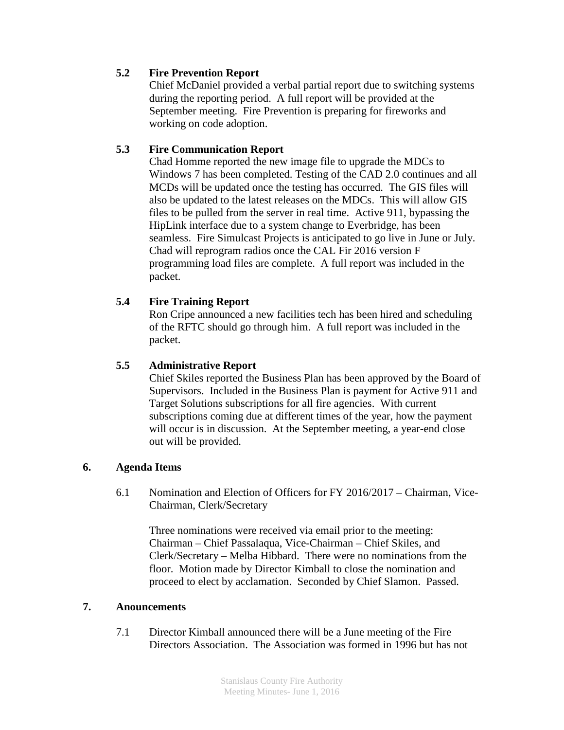**5.2 Fire Prevention Report**

Chief McDaniel provided a verbal partial report due to switching systems during the reporting period. A full report will be provided at the September meeting. Fire Prevention is preparing for fireworks and working on code adoption.

**5.3 Fire Communication Report**

Chad Homme reported the new image file to upgrade the MDCs to Windows 7 has been completed. Testing of the CAD 2.0 continues and all MCDs will be updated once the testing has occurred. The GIS files will also be updated to the latest releases on the MDCs. This will allow GIS files to be pulled from the server in real time. Active 911, bypassing the HipLink interface due to a system change to Everbridge, has been seamless. Fire Simulcast Projects is anticipated to go live in June or July. Chad will reprogram radios once the CAL Fir 2016 version F programming load files are complete. A full report was included in the packet.

**5.4 Fire Training Report**

Ron Cripe announced a new facilities tech has been hired and scheduling of the RFTC should go through him. A full report was included in the packet.

**5.5 Administrative Report**

Chief Skiles reported the Business Plan has been approved by the Board of Supervisors. Included in the Business Plan is payment for Active 911 and Target Solutions subscriptions for all fire agencies. With current subscriptions coming due at different times of the year, how the payment will occur is in discussion. At the September meeting, a year-end close out will be provided.

## 6. Agenda Items

6.1 Nomination and Election of Officers for FY 2016/2017 – Chairman, Vice-Chairman, Clerk/Secretary

Three nominations were received via email prior to the meeting: Chairman – Chief Passalaqua, Vice-Chairman – Chief Skiles, and Clerk/Secretary – Melba Hibbard. There were no nominations from the floor. Motion made by Director Kimball to close the nomination and proceed to elect by acclamation. Seconded by Chief Slamon. Passed.

## 7. Anouncements

7.1 Director Kimball announced there will be a June meeting of the Fire Directors Association. The Association was formed in 1996 but has not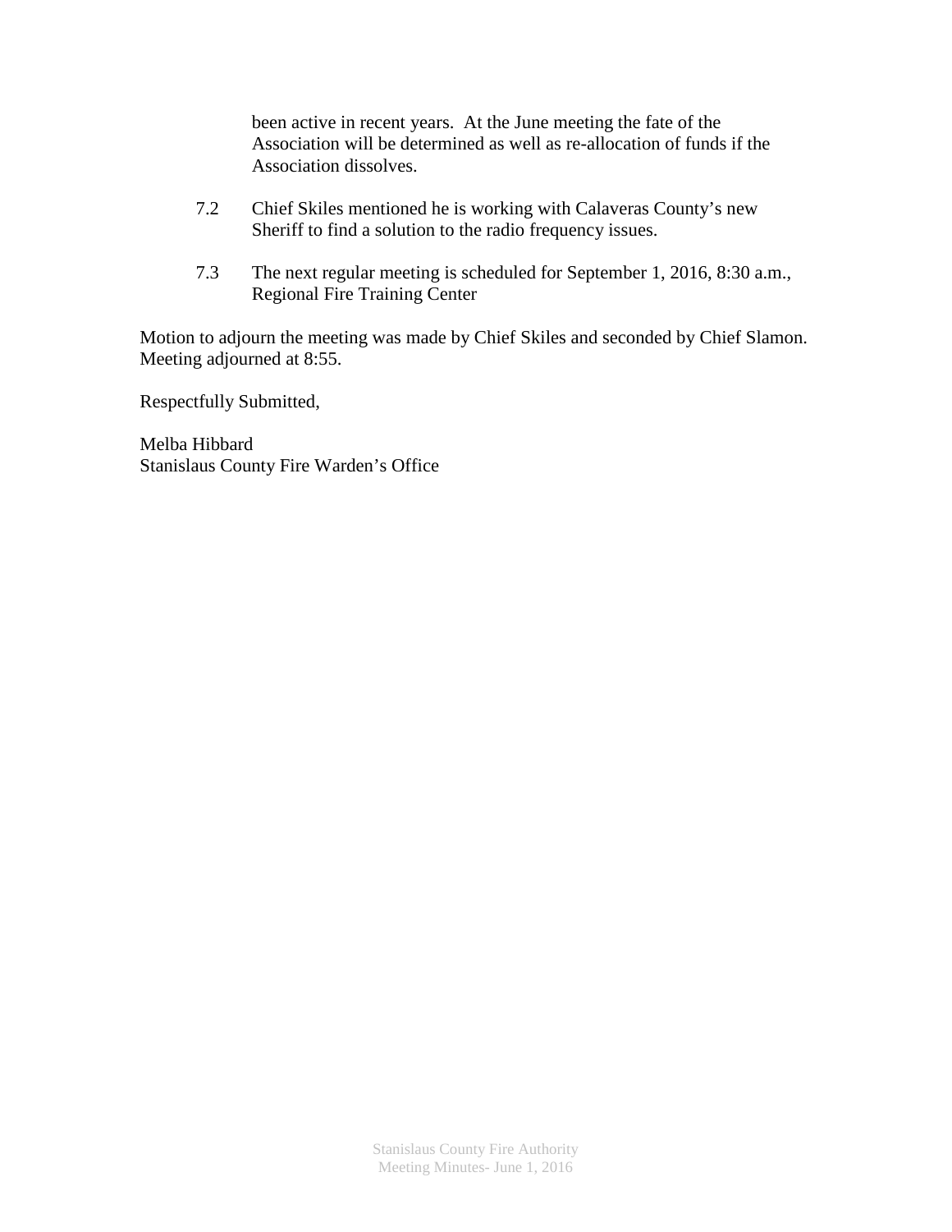been active in recent years. At the June meeting the fate of the Association will be determined as well as re-allocation of funds if the Association dissolves.

7.2 Chief Skiles mentioned he is working with Calaveras County's new Sheriff to find a solution to the radio frequency issues.

7.3 The next regular meeting is scheduled for September 1, 2016, 8:30 a.m., Regional Fire Training Center

Motion to adjourn the meeting was made by Chief Skiles and seconded by Chief Slamon. Meeting adjourned at 8:55.

Respectfully Submitted,

Melba Hibbard
Stanislaus County Fire Warden's Office